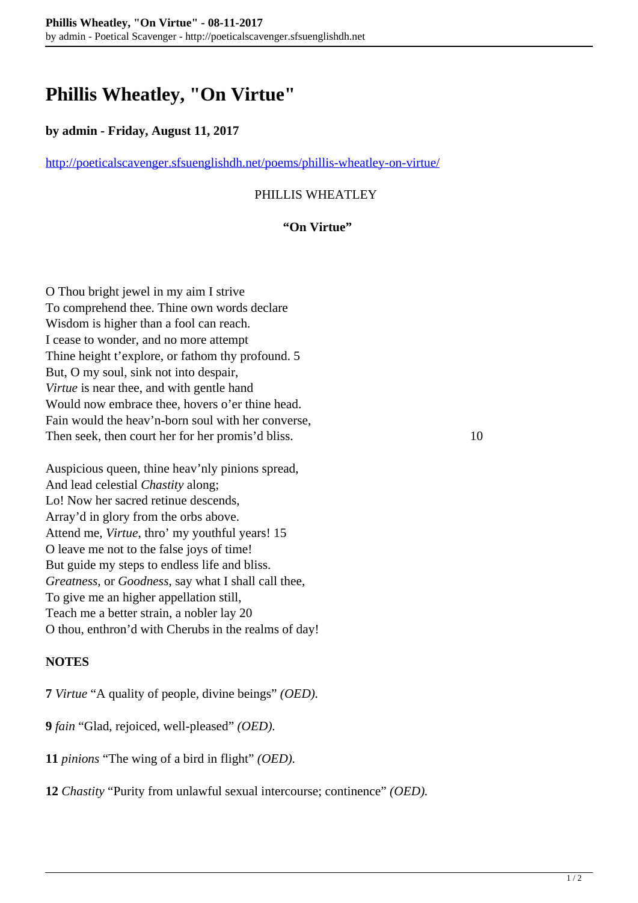# Phillis Wheatley, "On Virtue"

**by admin - Friday, August 11, 2017**

http://poeticalscavenger.sfsuenglishdh.net/poems/phillis-wheatley-on-virtue/

PHILLIS WHEATLEY

**"On Virtue"**

O Thou bright jewel in my aim I strive
To comprehend thee. Thine own words declare
Wisdom is higher than a fool can reach.
I cease to wonder, and no more attempt
Thine height t'explore, or fathom thy profound. 5
But, O my soul, sink not into despair,
*Virtue* is near thee, and with gentle hand
Would now embrace thee, hovers o'er thine head.
Fain would the heav'n-born soul with her converse,
Then seek, then court her for her promis'd bliss. 10

Auspicious queen, thine heav'nly pinions spread,
And lead celestial *Chastity* along;
Lo! Now her sacred retinue descends,
Array'd in glory from the orbs above.
Attend me, *Virtue*, thro' my youthful years! 15
O leave me not to the false joys of time!
But guide my steps to endless life and bliss.
*Greatness*, or *Goodness*, say what I shall call thee,
To give me an higher appellation still,
Teach me a better strain, a nobler lay 20
O thou, enthron'd with Cherubs in the realms of day!

**NOTES**

**7** *Virtue* "A quality of people, divine beings" *(OED).*

**9** *fain* "Glad, rejoiced, well-pleased" *(OED).*

**11** *pinions* "The wing of a bird in flight" *(OED).*

**12** *Chastity* "Purity from unlawful sexual intercourse; continence" *(OED).*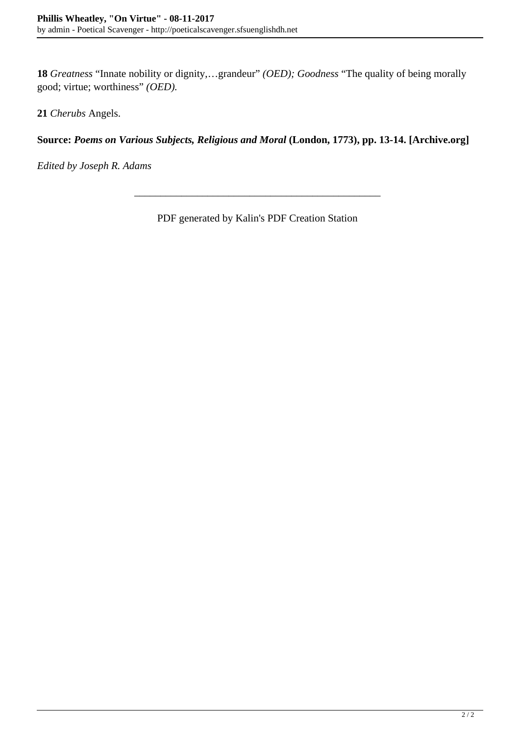**18** *Greatness* "Innate nobility or dignity,…grandeur" *(OED); Goodness* "The quality of being morally good; virtue; worthiness" *(OED).*

**21** *Cherubs* Angels.

**Source:** ***Poems on Various Subjects, Religious and Moral*** **(London, 1773), pp. 13-14. [Archive.org]**

*Edited by Joseph R. Adams*

---

PDF generated by Kalin's PDF Creation Station